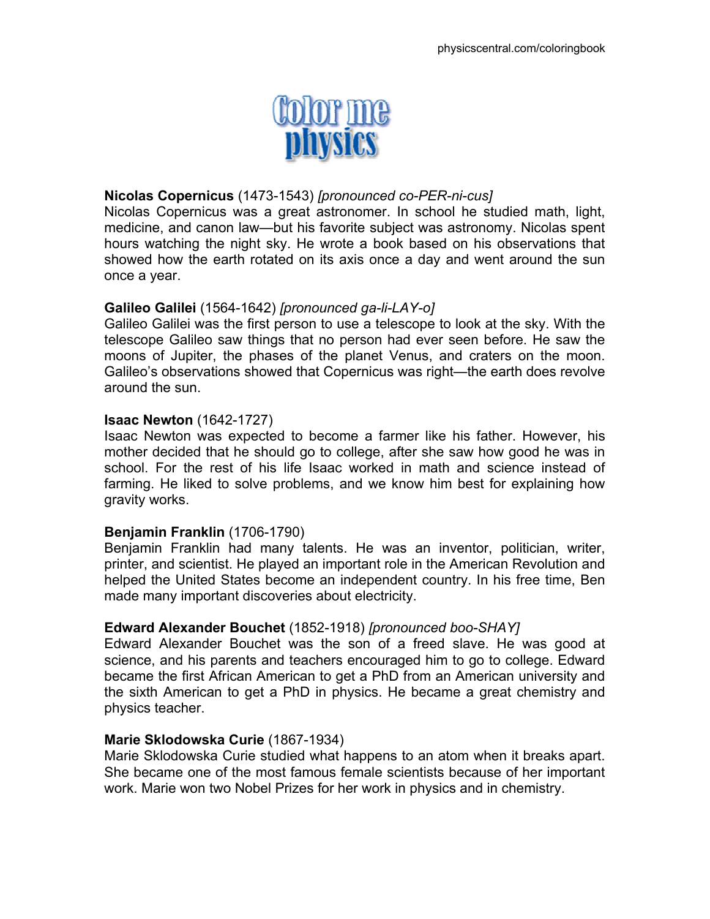# Color me physics

**Nicolas Copernicus** (1473-1543) *[pronounced co-PER-ni-cus]*
Nicolas Copernicus was a great astronomer. In school he studied math, light, medicine, and canon law—but his favorite subject was astronomy. Nicolas spent hours watching the night sky. He wrote a book based on his observations that showed how the earth rotated on its axis once a day and went around the sun once a year.

**Galileo Galilei** (1564-1642) *[pronounced ga-li-LAY-o]*
Galileo Galilei was the first person to use a telescope to look at the sky. With the telescope Galileo saw things that no person had ever seen before. He saw the moons of Jupiter, the phases of the planet Venus, and craters on the moon. Galileo's observations showed that Copernicus was right—the earth does revolve around the sun.

**Isaac Newton** (1642-1727)
Isaac Newton was expected to become a farmer like his father. However, his mother decided that he should go to college, after she saw how good he was in school. For the rest of his life Isaac worked in math and science instead of farming. He liked to solve problems, and we know him best for explaining how gravity works.

**Benjamin Franklin** (1706-1790)
Benjamin Franklin had many talents. He was an inventor, politician, writer, printer, and scientist. He played an important role in the American Revolution and helped the United States become an independent country. In his free time, Ben made many important discoveries about electricity.

**Edward Alexander Bouchet** (1852-1918) *[pronounced boo-SHAY]*
Edward Alexander Bouchet was the son of a freed slave. He was good at science, and his parents and teachers encouraged him to go to college. Edward became the first African American to get a PhD from an American university and the sixth American to get a PhD in physics. He became a great chemistry and physics teacher.

**Marie Sklodowska Curie** (1867-1934)
Marie Sklodowska Curie studied what happens to an atom when it breaks apart. She became one of the most famous female scientists because of her important work. Marie won two Nobel Prizes for her work in physics and in chemistry.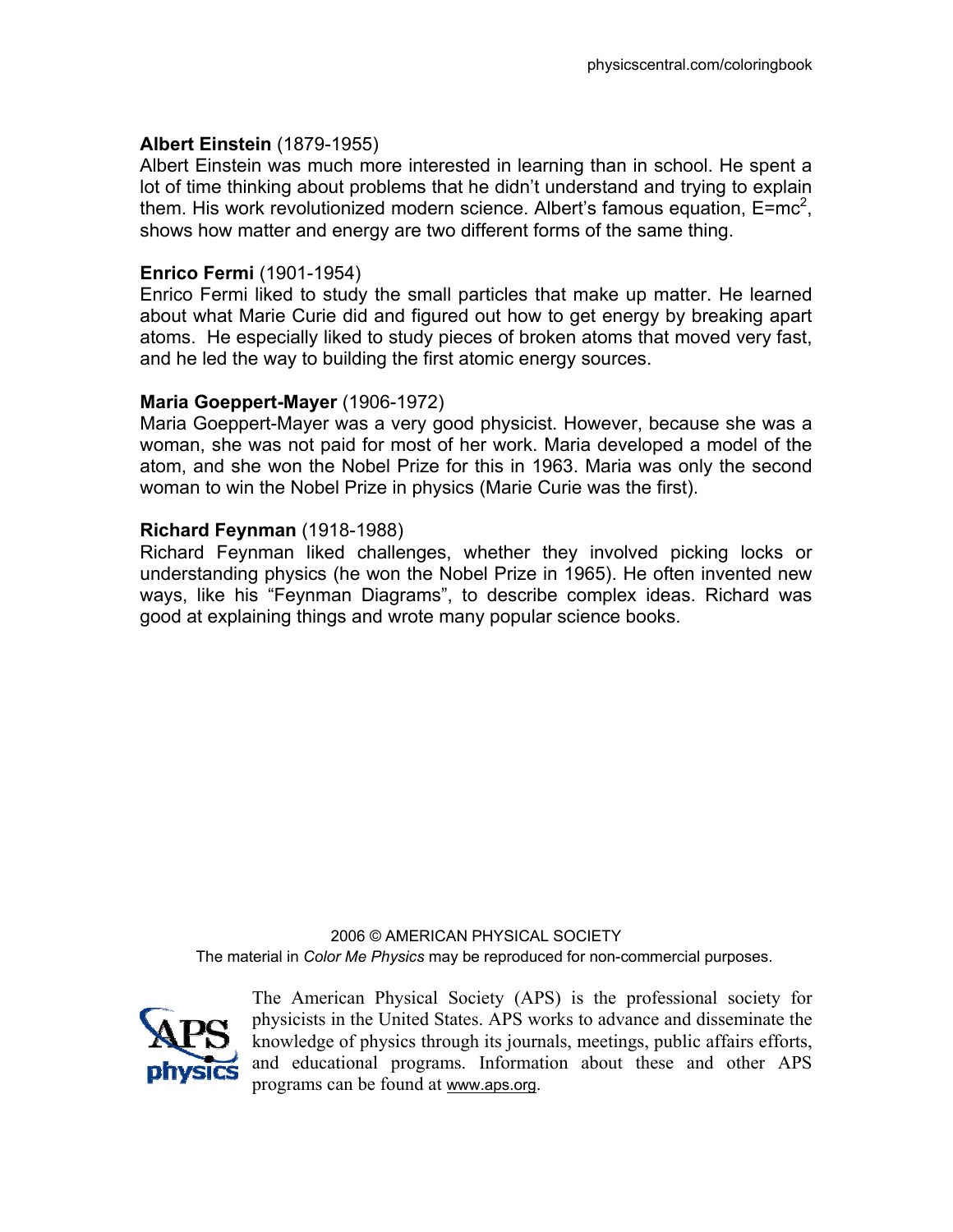**Albert Einstein** (1879-1955)
Albert Einstein was much more interested in learning than in school. He spent a lot of time thinking about problems that he didn't understand and trying to explain them. His work revolutionized modern science. Albert's famous equation, $E=mc^2$, shows how matter and energy are two different forms of the same thing.

**Enrico Fermi** (1901-1954)
Enrico Fermi liked to study the small particles that make up matter. He learned about what Marie Curie did and figured out how to get energy by breaking apart atoms. He especially liked to study pieces of broken atoms that moved very fast, and he led the way to building the first atomic energy sources.

**Maria Goeppert-Mayer** (1906-1972)
Maria Goeppert-Mayer was a very good physicist. However, because she was a woman, she was not paid for most of her work. Maria developed a model of the atom, and she won the Nobel Prize for this in 1963. Maria was only the second woman to win the Nobel Prize in physics (Marie Curie was the first).

**Richard Feynman** (1918-1988)
Richard Feynman liked challenges, whether they involved picking locks or understanding physics (he won the Nobel Prize in 1965). He often invented new ways, like his "Feynman Diagrams", to describe complex ideas. Richard was good at explaining things and wrote many popular science books.

2006 © AMERICAN PHYSICAL SOCIETY
The material in *Color Me Physics* may be reproduced for non-commercial purposes.

APS physics

The American Physical Society (APS) is the professional society for physicists in the United States. APS works to advance and disseminate the knowledge of physics through its journals, meetings, public affairs efforts, and educational programs. Information about these and other APS programs can be found at www.aps.org.